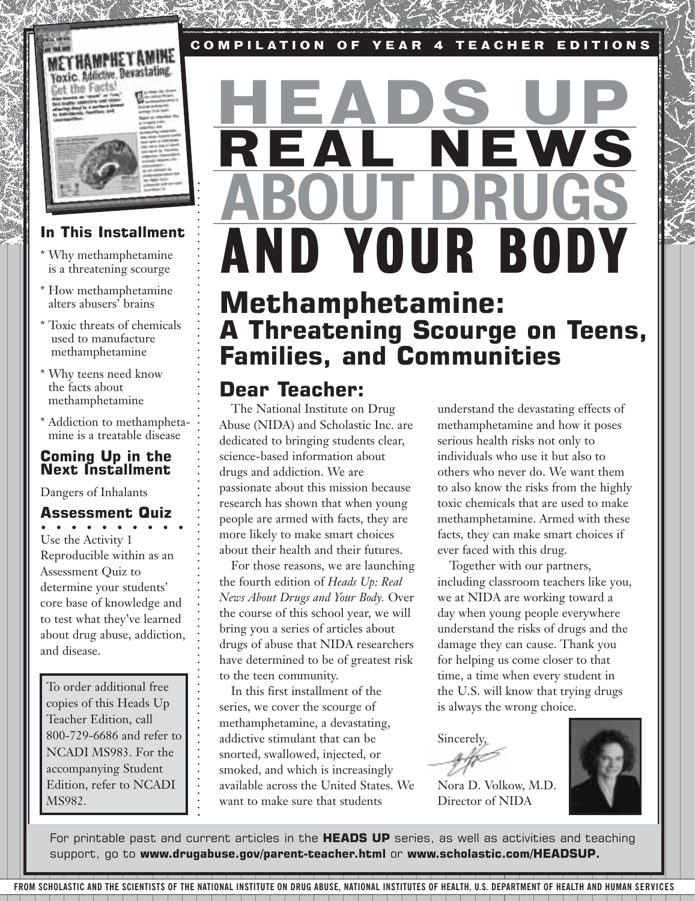COMPILATION OF YEAR 4 TEACHER EDITIONS

# HEADS UP REAL NEWS ABOUT DRUGS AND YOUR BODY

## Methamphetamine: A Threatening Scourge on Teens, Families, and Communities

### In This Installment

* Why methamphetamine is a threatening scourge
* How methamphetamine alters abusers' brains
* Toxic threats of chemicals used to manufacture methamphetamine
* Why teens need know the facts about methamphetamine
* Addiction to methamphetamine is a treatable disease

### Coming Up in the Next Installment

Dangers of Inhalants

### Assessment Quiz

Use the Activity 1 Reproducible within as an Assessment Quiz to determine your students' core base of knowledge and to test what they've learned about drug abuse, addiction, and disease.

To order additional free copies of this Heads Up Teacher Edition, call 800-729-6686 and refer to NCADI MS983. For the accompanying Student Edition, refer to NCADI MS982.

### Dear Teacher:

The National Institute on Drug Abuse (NIDA) and Scholastic Inc. are dedicated to bringing students clear, science-based information about drugs and addiction. We are passionate about this mission because research has shown that when young people are armed with facts, they are more likely to make smart choices about their health and their futures.

For those reasons, we are launching the fourth edition of *Heads Up: Real News About Drugs and Your Body.* Over the course of this school year, we will bring you a series of articles about drugs of abuse that NIDA researchers have determined to be of greatest risk to the teen community.

In this first installment of the series, we cover the scourge of methamphetamine, a devastating, addictive stimulant that can be snorted, swallowed, injected, or smoked, and which is increasingly available across the United States. We want to make sure that students understand the devastating effects of methamphetamine and how it poses serious health risks not only to individuals who use it but also to others who never do. We want them to also know the risks from the highly toxic chemicals that are used to make methamphetamine. Armed with these facts, they can make smart choices if ever faced with this drug.

Together with our partners, including classroom teachers like you, we at NIDA are working toward a day when young people everywhere understand the risks of drugs and the damage they can cause. Thank you for helping us come closer to that time, a time when every student in the U.S. will know that trying drugs is always the wrong choice.

Sincerely,

Nora D. Volkow, M.D.
Director of NIDA

For printable past and current articles in the **HEADS UP** series, as well as activities and teaching support, go to **www.drugabuse.gov/parent-teacher.html** or **www.scholastic.com/HEADSUP.**

FROM SCHOLASTIC AND THE SCIENTISTS OF THE NATIONAL INSTITUTE ON DRUG ABUSE, NATIONAL INSTITUTES OF HEALTH, U.S. DEPARTMENT OF HEALTH AND HUMAN SERVICES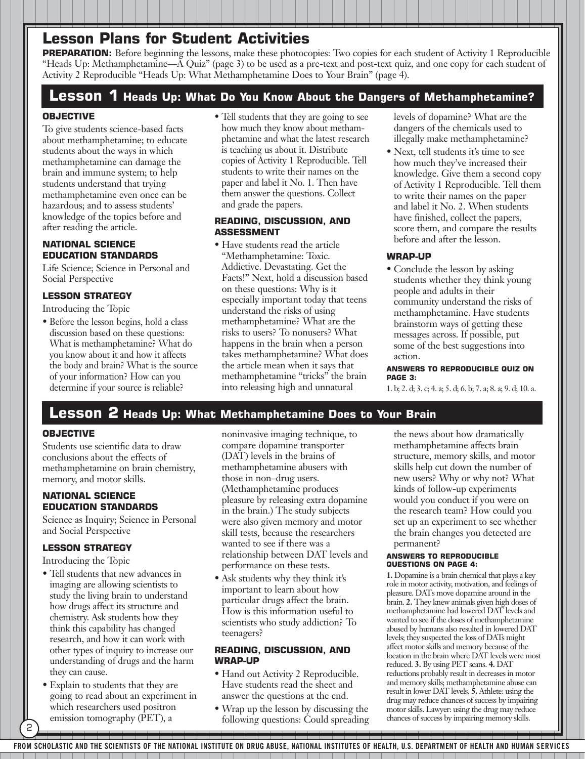# Lesson Plans for Student Activities

**PREPARATION:** Before beginning the lessons, make these photocopies: Two copies for each student of Activity 1 Reproducible "Heads Up: Methamphetamine—A Quiz" (page 3) to be used as a pre-text and post-text quiz, and one copy for each student of Activity 2 Reproducible "Heads Up: What Methamphetamine Does to Your Brain" (page 4).

## Lesson 1 Heads Up: What Do You Know About the Dangers of Methamphetamine?

### OBJECTIVE

To give students science-based facts about methamphetamine; to educate students about the ways in which methamphetamine can damage the brain and immune system; to help students understand that trying methamphetamine even once can be hazardous; and to assess students' knowledge of the topics before and after reading the article.

### NATIONAL SCIENCE EDUCATION STANDARDS

Life Science; Science in Personal and Social Perspective

### LESSON STRATEGY

Introducing the Topic

- Before the lesson begins, hold a class discussion based on these questions: What is methamphetamine? What do you know about it and how it affects the body and brain? What is the source of your information? How can you determine if your source is reliable?
- Tell students that they are going to see how much they know about methamphetamine and what the latest research is teaching us about it. Distribute copies of Activity 1 Reproducible. Tell students to write their names on the paper and label it No. 1. Then have them answer the questions. Collect and grade the papers.

### READING, DISCUSSION, AND ASSESSMENT

- Have students read the article "Methamphetamine: Toxic. Addictive. Devastating. Get the Facts!" Next, hold a discussion based on these questions: Why is it especially important today that teens understand the risks of using methamphetamine? What are the risks to users? To nonusers? What happens in the brain when a person takes methamphetamine? What does the article mean when it says that methamphetamine "tricks" the brain into releasing high and unnatural levels of dopamine? What are the dangers of the chemicals used to illegally make methamphetamine?
- Next, tell students it's time to see how much they've increased their knowledge. Give them a second copy of Activity 1 Reproducible. Tell them to write their names on the paper and label it No. 2. When students have finished, collect the papers, score them, and compare the results before and after the lesson.

### WRAP-UP

- Conclude the lesson by asking students whether they think young people and adults in their community understand the risks of methamphetamine. Have students brainstorm ways of getting these messages across. If possible, put some of the best suggestions into action.

#### ANSWERS TO REPRODUCIBLE QUIZ ON PAGE 3:

1. b; 2. d; 3. c; 4. a; 5. d; 6. b; 7. a; 8. a; 9. d; 10. a.

## Lesson 2 Heads Up: What Methamphetamine Does to Your Brain

### OBJECTIVE

Students use scientific data to draw conclusions about the effects of methamphetamine on brain chemistry, memory, and motor skills.

### NATIONAL SCIENCE EDUCATION STANDARDS

Science as Inquiry; Science in Personal and Social Perspective

### LESSON STRATEGY

Introducing the Topic

- Tell students that new advances in imaging are allowing scientists to study the living brain to understand how drugs affect its structure and chemistry. Ask students how they think this capability has changed research, and how it can work with other types of inquiry to increase our understanding of drugs and the harm they can cause.
- Explain to students that they are going to read about an experiment in which researchers used positron emission tomography (PET), a noninvasive imaging technique, to compare dopamine transporter (DAT) levels in the brains of methamphetamine abusers with those in non–drug users. (Methamphetamine produces pleasure by releasing extra dopamine in the brain.) The study subjects were also given memory and motor skill tests, because the researchers wanted to see if there was a relationship between DAT levels and performance on these tests.
- Ask students why they think it's important to learn about how particular drugs affect the brain. How is this information useful to scientists who study addiction? To teenagers?

### READING, DISCUSSION, AND WRAP-UP

- Hand out Activity 2 Reproducible. Have students read the sheet and answer the questions at the end.
- Wrap up the lesson by discussing the following questions: Could spreading the news about how dramatically methamphetamine affects brain structure, memory skills, and motor skills help cut down the number of new users? Why or why not? What kinds of follow-up experiments would you conduct if you were on the research team? How could you set up an experiment to see whether the brain changes you detected are permanent?

#### ANSWERS TO REPRODUCIBLE QUESTIONS ON PAGE 4:

**1.** Dopamine is a brain chemical that plays a key role in motor activity, motivation, and feelings of pleasure. DATs move dopamine around in the brain. **2.** They knew animals given high doses of methamphetamine had lowered DAT levels and wanted to see if the doses of methamphetamine abused by humans also resulted in lowered DAT levels; they suspected the loss of DATs might affect motor skills and memory because of the location in the brain where DAT levels were most reduced. **3.** By using PET scans. **4.** DAT reductions probably result in decreases in motor and memory skills; methamphetamine abuse can result in lower DAT levels. **5.** Athlete: using the drug may reduce chances of success by impairing motor skills. Lawyer: using the drug may reduce chances of success by impairing memory skills.

FROM SCHOLASTIC AND THE SCIENTISTS OF THE NATIONAL INSTITUTE ON DRUG ABUSE, NATIONAL INSTITUTES OF HEALTH, U.S. DEPARTMENT OF HEALTH AND HUMAN SERVICES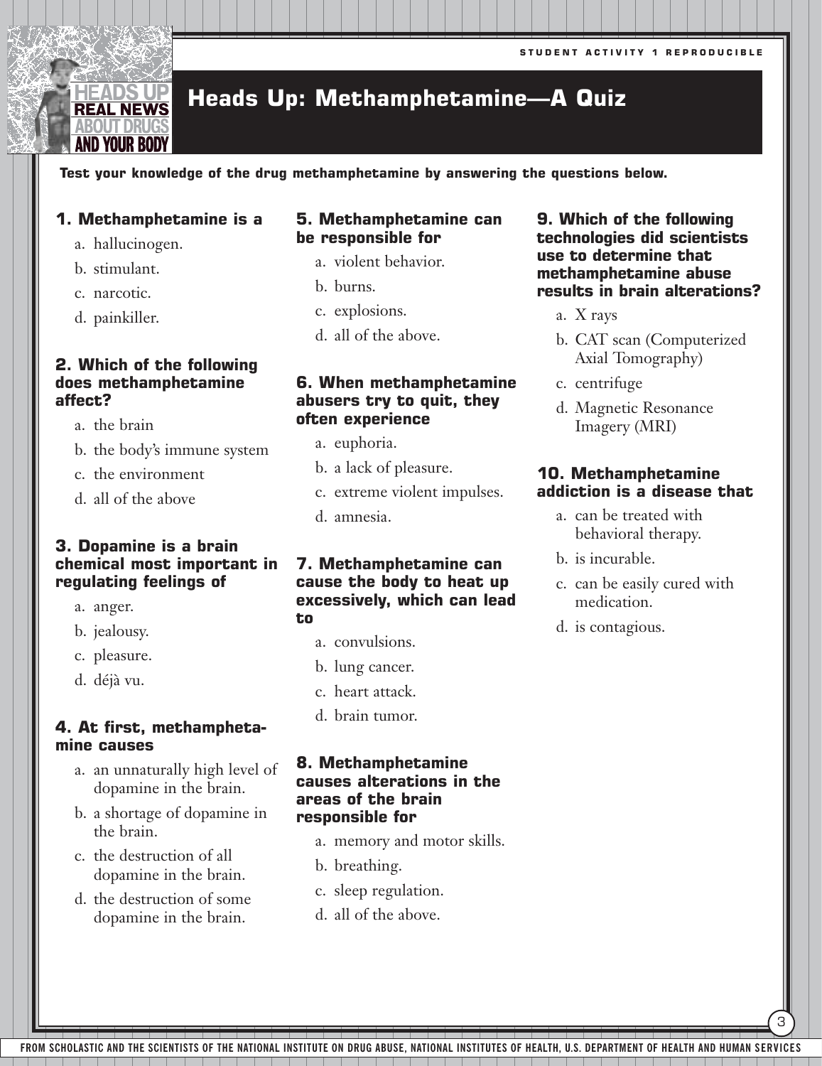# Heads Up: Methamphetamine—A Quiz

**Test your knowledge of the drug methamphetamine by answering the questions below.**

**1. Methamphetamine is a**

a. hallucinogen.
b. stimulant.
c. narcotic.
d. painkiller.

**2. Which of the following does methamphetamine affect?**

a. the brain
b. the body's immune system
c. the environment
d. all of the above

**3. Dopamine is a brain chemical most important in regulating feelings of**

a. anger.
b. jealousy.
c. pleasure.
d. déjà vu.

**4. At first, methamphetamine causes**

a. an unnaturally high level of dopamine in the brain.
b. a shortage of dopamine in the brain.
c. the destruction of all dopamine in the brain.
d. the destruction of some dopamine in the brain.

**5. Methamphetamine can be responsible for**

a. violent behavior.
b. burns.
c. explosions.
d. all of the above.

**6. When methamphetamine abusers try to quit, they often experience**

a. euphoria.
b. a lack of pleasure.
c. extreme violent impulses.
d. amnesia.

**7. Methamphetamine can cause the body to heat up excessively, which can lead to**

a. convulsions.
b. lung cancer.
c. heart attack.
d. brain tumor.

**8. Methamphetamine causes alterations in the areas of the brain responsible for**

a. memory and motor skills.
b. breathing.
c. sleep regulation.
d. all of the above.

**9. Which of the following technologies did scientists use to determine that methamphetamine abuse results in brain alterations?**

a. X rays
b. CAT scan (Computerized Axial Tomography)
c. centrifuge
d. Magnetic Resonance Imagery (MRI)

**10. Methamphetamine addiction is a disease that**

a. can be treated with behavioral therapy.
b. is incurable.
c. can be easily cured with medication.
d. is contagious.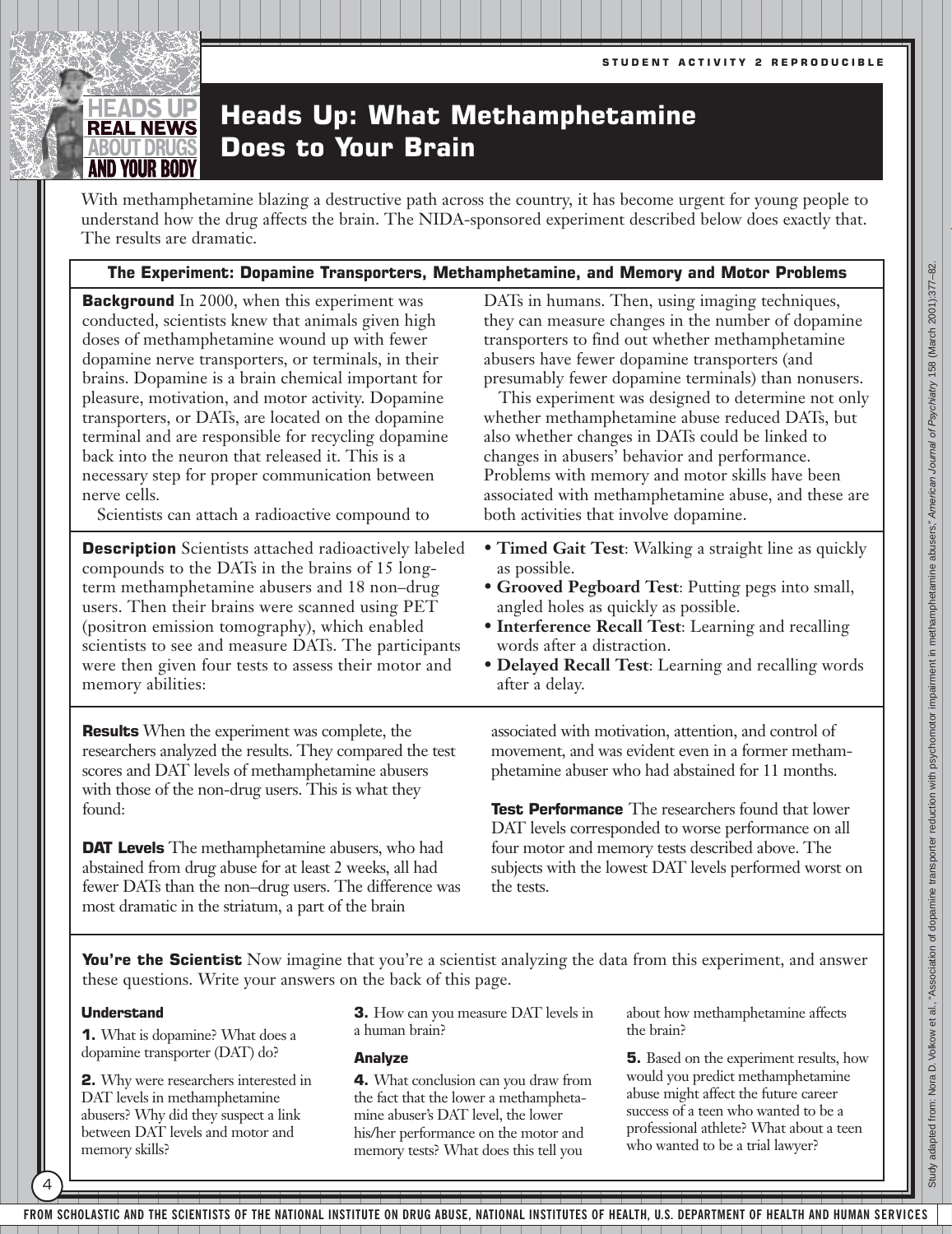STUDENT ACTIVITY 2 REPRODUCIBLE

# Heads Up: What Methamphetamine Does to Your Brain

With methamphetamine blazing a destructive path across the country, it has become urgent for young people to understand how the drug affects the brain. The NIDA-sponsored experiment described below does exactly that. The results are dramatic.

## The Experiment: Dopamine Transporters, Methamphetamine, and Memory and Motor Problems

**Background** In 2000, when this experiment was conducted, scientists knew that animals given high doses of methamphetamine wound up with fewer dopamine nerve transporters, or terminals, in their brains. Dopamine is a brain chemical important for pleasure, motivation, and motor activity. Dopamine transporters, or DATs, are located on the dopamine terminal and are responsible for recycling dopamine back into the neuron that released it. This is a necessary step for proper communication between nerve cells.

Scientists can attach a radioactive compound to DATs in humans. Then, using imaging techniques, they can measure changes in the number of dopamine transporters to find out whether methamphetamine abusers have fewer dopamine transporters (and presumably fewer dopamine terminals) than nonusers.

This experiment was designed to determine not only whether methamphetamine abuse reduced DATs, but also whether changes in DATs could be linked to changes in abusers' behavior and performance. Problems with memory and motor skills have been associated with methamphetamine abuse, and these are both activities that involve dopamine.

**Description** Scientists attached radioactively labeled compounds to the DATs in the brains of 15 long-term methamphetamine abusers and 18 non–drug users. Then their brains were scanned using PET (positron emission tomography), which enabled scientists to see and measure DATs. The participants were then given four tests to assess their motor and memory abilities:

- **Timed Gait Test**: Walking a straight line as quickly as possible.
- **Grooved Pegboard Test**: Putting pegs into small, angled holes as quickly as possible.
- **Interference Recall Test**: Learning and recalling words after a distraction.
- **Delayed Recall Test**: Learning and recalling words after a delay.

**Results** When the experiment was complete, the researchers analyzed the results. They compared the test scores and DAT levels of methamphetamine abusers with those of the non-drug users. This is what they found:

**DAT Levels** The methamphetamine abusers, who had abstained from drug abuse for at least 2 weeks, all had fewer DATs than the non–drug users. The difference was most dramatic in the striatum, a part of the brain associated with motivation, attention, and control of movement, and was evident even in a former methamphetamine abuser who had abstained for 11 months.

**Test Performance** The researchers found that lower DAT levels corresponded to worse performance on all four motor and memory tests described above. The subjects with the lowest DAT levels performed worst on the tests.

**You're the Scientist** Now imagine that you're a scientist analyzing the data from this experiment, and answer these questions. Write your answers on the back of this page.

### Understand

**1.** What is dopamine? What does a dopamine transporter (DAT) do?

**2.** Why were researchers interested in DAT levels in methamphetamine abusers? Why did they suspect a link between DAT levels and motor and memory skills?

**3.** How can you measure DAT levels in a human brain?

### Analyze

**4.** What conclusion can you draw from the fact that the lower a methamphetamine abuser's DAT level, the lower his/her performance on the motor and memory tests? What does this tell you about how methamphetamine affects the brain?

**5.** Based on the experiment results, how would you predict methamphetamine abuse might affect the future career success of a teen who wanted to be a professional athlete? What about a teen who wanted to be a trial lawyer?

Study adapted from: Nora D. Volkow et al., "Association of dopamine transporter reduction with psychomotor impairment in methamphetamine abusers," *American Journal of Psychiatry* 158 (March 2001):377–82.

FROM SCHOLASTIC AND THE SCIENTISTS OF THE NATIONAL INSTITUTE ON DRUG ABUSE, NATIONAL INSTITUTES OF HEALTH, U.S. DEPARTMENT OF HEALTH AND HUMAN SERVICES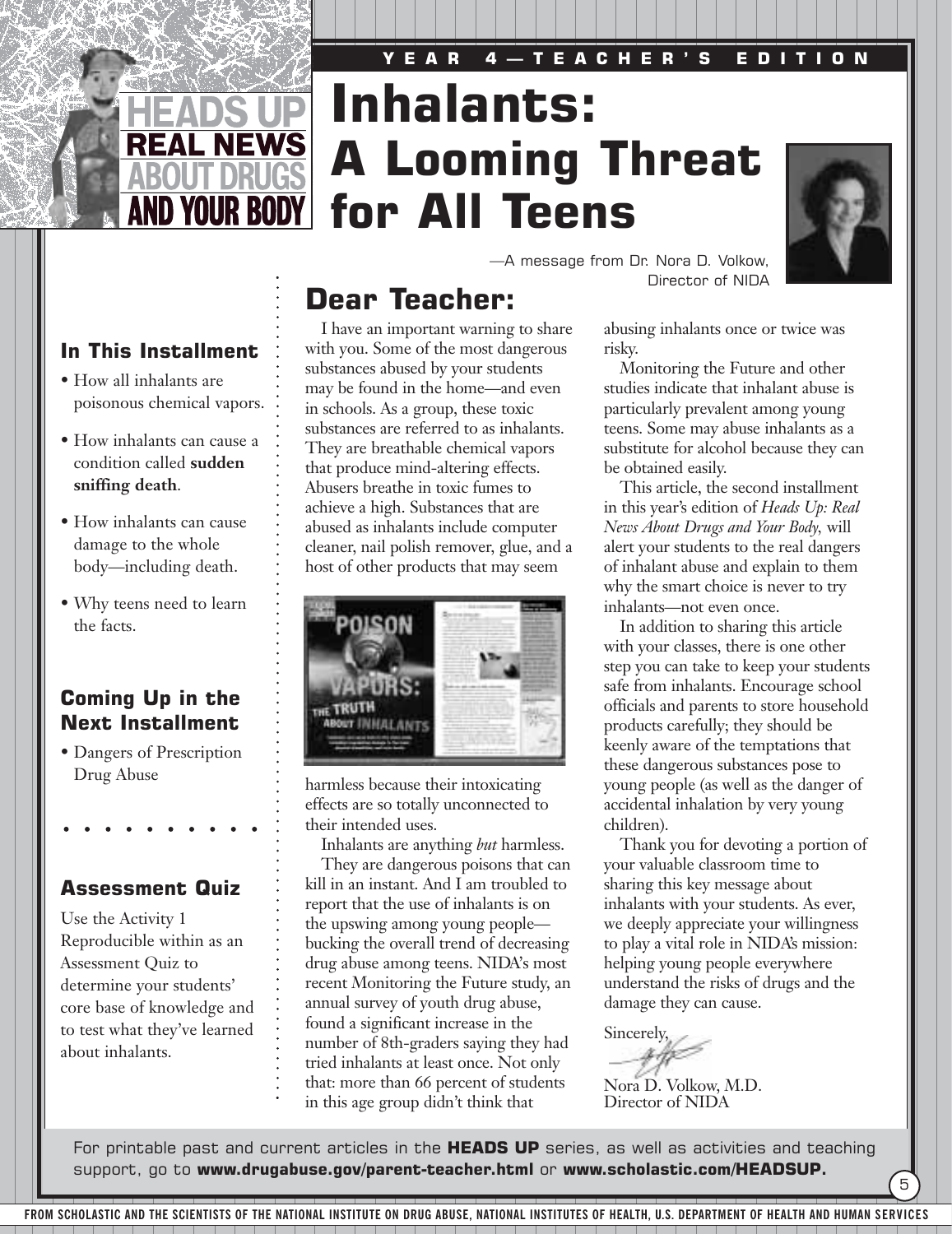YEAR 4—TEACHER'S EDITION

# Inhalants: A Looming Threat for All Teens

—A message from Dr. Nora D. Volkow, Director of NIDA

### In This Installment

- How all inhalants are poisonous chemical vapors.
- How inhalants can cause a condition called **sudden sniffing death**.
- How inhalants can cause damage to the whole body—including death.
- Why teens need to learn the facts.

### Coming Up in the Next Installment

- Dangers of Prescription Drug Abuse

### Assessment Quiz

Use the Activity 1 Reproducible within as an Assessment Quiz to determine your students' core base of knowledge and to test what they've learned about inhalants.

## Dear Teacher:

I have an important warning to share with you. Some of the most dangerous substances abused by your students may be found in the home—and even in schools. As a group, these toxic substances are referred to as inhalants. They are breathable chemical vapors that produce mind-altering effects. Abusers breathe in toxic fumes to achieve a high. Substances that are abused as inhalants include computer cleaner, nail polish remover, glue, and a host of other products that may seem harmless because their intoxicating effects are so totally unconnected to their intended uses.

Inhalants are anything *but* harmless.

They are dangerous poisons that can kill in an instant. And I am troubled to report that the use of inhalants is on the upswing among young people—bucking the overall trend of decreasing drug abuse among teens. NIDA's most recent Monitoring the Future study, an annual survey of youth drug abuse, found a significant increase in the number of 8th-graders saying they had tried inhalants at least once. Not only that: more than 66 percent of students in this age group didn't think that abusing inhalants once or twice was risky.

Monitoring the Future and other studies indicate that inhalant abuse is particularly prevalent among young teens. Some may abuse inhalants as a substitute for alcohol because they can be obtained easily.

This article, the second installment in this year's edition of *Heads Up: Real News About Drugs and Your Body,* will alert your students to the real dangers of inhalant abuse and explain to them why the smart choice is never to try inhalants—not even once.

In addition to sharing this article with your classes, there is one other step you can take to keep your students safe from inhalants. Encourage school officials and parents to store household products carefully; they should be keenly aware of the temptations that these dangerous substances pose to young people (as well as the danger of accidental inhalation by very young children).

Thank you for devoting a portion of your valuable classroom time to sharing this key message about inhalants with your students. As ever, we deeply appreciate your willingness to play a vital role in NIDA's mission: helping young people everywhere understand the risks of drugs and the damage they can cause.

Sincerely,

Nora D. Volkow, M.D.
Director of NIDA

For printable past and current articles in the **HEADS UP** series, as well as activities and teaching support, go to **www.drugabuse.gov/parent-teacher.html** or **www.scholastic.com/HEADSUP.**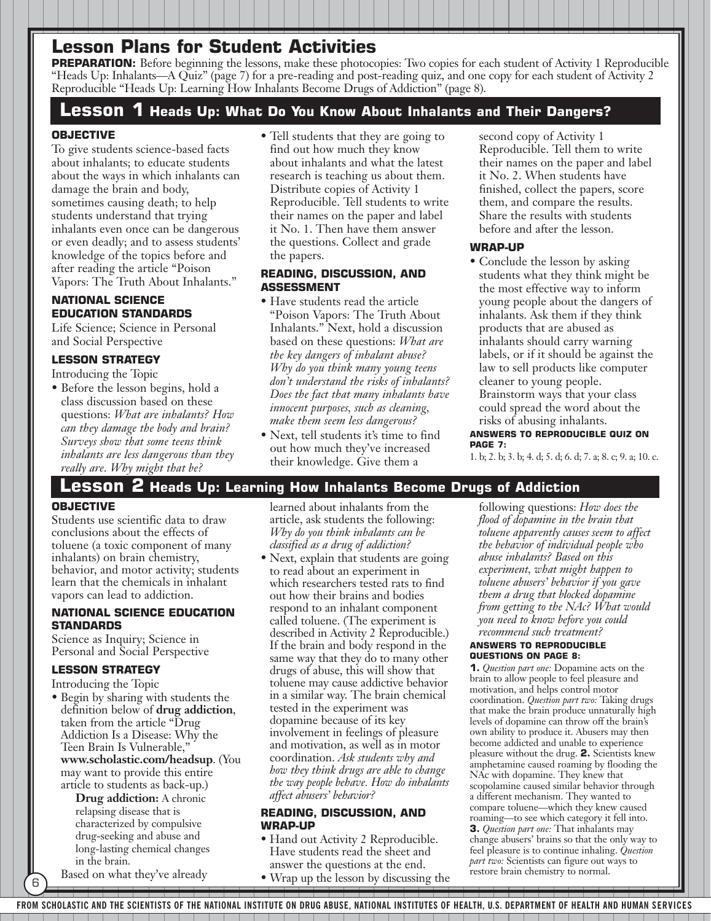# Lesson Plans for Student Activities

**PREPARATION:** Before beginning the lessons, make these photocopies: Two copies for each student of Activity 1 Reproducible "Heads Up: Inhalants—A Quiz" (page 7) for a pre-reading and post-reading quiz, and one copy for each student of Activity 2 Reproducible "Heads Up: Learning How Inhalants Become Drugs of Addiction" (page 8).

## Lesson 1 Heads Up: What Do You Know About Inhalants and Their Dangers?

### OBJECTIVE

To give students science-based facts about inhalants; to educate students about the ways in which inhalants can damage the brain and body, sometimes causing death; to help students understand that trying inhalants even once can be dangerous or even deadly; and to assess students' knowledge of the topics before and after reading the article "Poison Vapors: The Truth About Inhalants."

### NATIONAL SCIENCE EDUCATION STANDARDS

Life Science; Science in Personal and Social Perspective

### LESSON STRATEGY

Introducing the Topic

- Before the lesson begins, hold a class discussion based on these questions: *What are inhalants? How can they damage the body and brain? Surveys show that some teens think inhalants are less dangerous than they really are. Why might that be?*
- Tell students that they are going to find out how much they know about inhalants and what the latest research is teaching us about them. Distribute copies of Activity 1 Reproducible. Tell students to write their names on the paper and label it No. 1. Then have them answer the questions. Collect and grade the papers.

### READING, DISCUSSION, AND ASSESSMENT

- Have students read the article "Poison Vapors: The Truth About Inhalants." Next, hold a discussion based on these questions: *What are the key dangers of inhalant abuse? Why do you think many young teens don't understand the risks of inhalants? Does the fact that many inhalants have innocent purposes, such as cleaning, make them seem less dangerous?*
- Next, tell students it's time to find out how much they've increased their knowledge. Give them a second copy of Activity 1 Reproducible. Tell them to write their names on the paper and label it No. 2. When students have finished, collect the papers, score them, and compare the results. Share the results with students before and after the lesson.

### WRAP-UP

- Conclude the lesson by asking students what they think might be the most effective way to inform young people about the dangers of inhalants. Ask them if they think products that are abused as inhalants should carry warning labels, or if it should be against the law to sell products like computer cleaner to young people. Brainstorm ways that your class could spread the word about the risks of abusing inhalants.

**ANSWERS TO REPRODUCIBLE QUIZ ON PAGE 7:**

1. b; 2. b; 3. b; 4. d; 5. d; 6. d; 7. a; 8. c; 9. a; 10. c.

## Lesson 2 Heads Up: Learning How Inhalants Become Drugs of Addiction

### OBJECTIVE

Students use scientific data to draw conclusions about the effects of toluene (a toxic component of many inhalants) on brain chemistry, behavior, and motor activity; students learn that the chemicals in inhalant vapors can lead to addiction.

### NATIONAL SCIENCE EDUCATION STANDARDS

Science as Inquiry; Science in Personal and Social Perspective

### LESSON STRATEGY

Introducing the Topic

- Begin by sharing with students the definition below of **drug addiction**, taken from the article "Drug Addiction Is a Disease: Why the Teen Brain Is Vulnerable," **www.scholastic.com/headsup**. (You may want to provide this entire article to students as back-up.)

  **Drug addiction:** A chronic relapsing disease that is characterized by compulsive drug-seeking and abuse and long-lasting chemical changes in the brain.

  Based on what they've already learned about inhalants from the article, ask students the following: *Why do you think inhalants can be classified as a drug of addiction?*
- Next, explain that students are going to read about an experiment in which researchers tested rats to find out how their brains and bodies respond to an inhalant component called toluene. (The experiment is described in Activity 2 Reproducible.) If the brain and body respond in the same way that they do to many other drugs of abuse, this will show that toluene may cause addictive behavior in a similar way. The brain chemical tested in the experiment was dopamine because of its key involvement in feelings of pleasure and motivation, as well as in motor coordination. *Ask students why and how they think drugs are able to change the way people behave. How do inhalants affect abusers' behavior?*

### READING, DISCUSSION, AND WRAP-UP

- Hand out Activity 2 Reproducible. Have students read the sheet and answer the questions at the end.
- Wrap up the lesson by discussing the following questions: *How does the flood of dopamine in the brain that toluene apparently causes seem to affect the behavior of individual people who abuse inhalants? Based on this experiment, what might happen to toluene abusers' behavior if you gave them a drug that blocked dopamine from getting to the NAc? What would you need to know before you could recommend such treatment?*

**ANSWERS TO REPRODUCIBLE QUESTIONS ON PAGE 8:**

**1.** *Question part one:* Dopamine acts on the brain to allow people to feel pleasure and motivation, and helps control motor coordination. *Question part two:* Taking drugs that make the brain produce unnaturally high levels of dopamine can throw off the brain's own ability to produce it. Abusers may then become addicted and unable to experience pleasure without the drug. **2.** Scientists knew amphetamine caused roaming by flooding the NAc with dopamine. They knew that scopolamine caused similar behavior through a different mechanism. They wanted to compare toluene—which they knew caused roaming—to see which category it fell into. **3.** *Question part one:* That inhalants may change abusers' brains so that the only way to feel pleasure is to continue inhaling. *Question part two:* Scientists can figure out ways to restore brain chemistry to normal.

FROM SCHOLASTIC AND THE SCIENTISTS OF THE NATIONAL INSTITUTE ON DRUG ABUSE, NATIONAL INSTITUTES OF HEALTH, U.S. DEPARTMENT OF HEALTH AND HUMAN SERVICES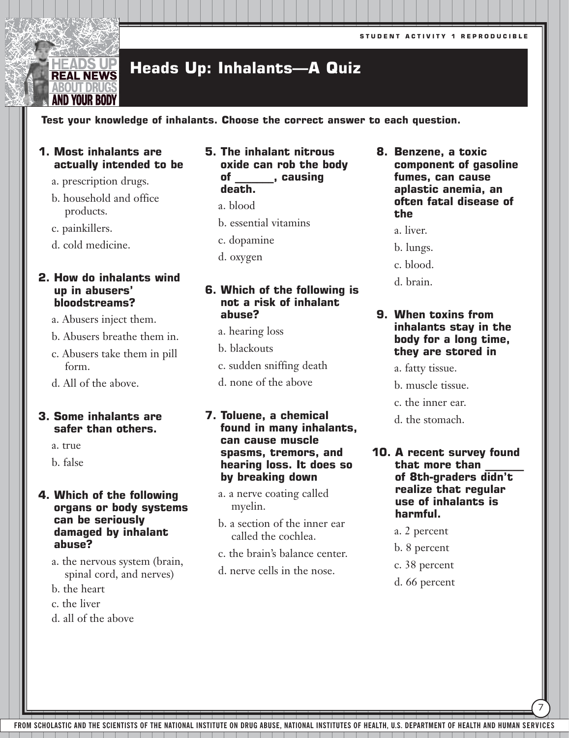# Heads Up: Inhalants—A Quiz

**Test your knowledge of inhalants. Choose the correct answer to each question.**

**1. Most inhalants are actually intended to be**

a. prescription drugs.
b. household and office products.
c. painkillers.
d. cold medicine.

**2. How do inhalants wind up in abusers' bloodstreams?**

a. Abusers inject them.
b. Abusers breathe them in.
c. Abusers take them in pill form.
d. All of the above.

**3. Some inhalants are safer than others.**

a. true
b. false

**4. Which of the following organs or body systems can be seriously damaged by inhalant abuse?**

a. the nervous system (brain, spinal cord, and nerves)
b. the heart
c. the liver
d. all of the above

**5. The inhalant nitrous oxide can rob the body of ______, causing death.**

a. blood
b. essential vitamins
c. dopamine
d. oxygen

**6. Which of the following is not a risk of inhalant abuse?**

a. hearing loss
b. blackouts
c. sudden sniffing death
d. none of the above

**7. Toluene, a chemical found in many inhalants, can cause muscle spasms, tremors, and hearing loss. It does so by breaking down**

a. a nerve coating called myelin.
b. a section of the inner ear called the cochlea.
c. the brain's balance center.
d. nerve cells in the nose.

**8. Benzene, a toxic component of gasoline fumes, can cause aplastic anemia, an often fatal disease of the**

a. liver.
b. lungs.
c. blood.
d. brain.

**9. When toxins from inhalants stay in the body for a long time, they are stored in**

a. fatty tissue.
b. muscle tissue.
c. the inner ear.
d. the stomach.

**10. A recent survey found that more than ______ of 8th-graders didn't realize that regular use of inhalants is harmful.**

a. 2 percent
b. 8 percent
c. 38 percent
d. 66 percent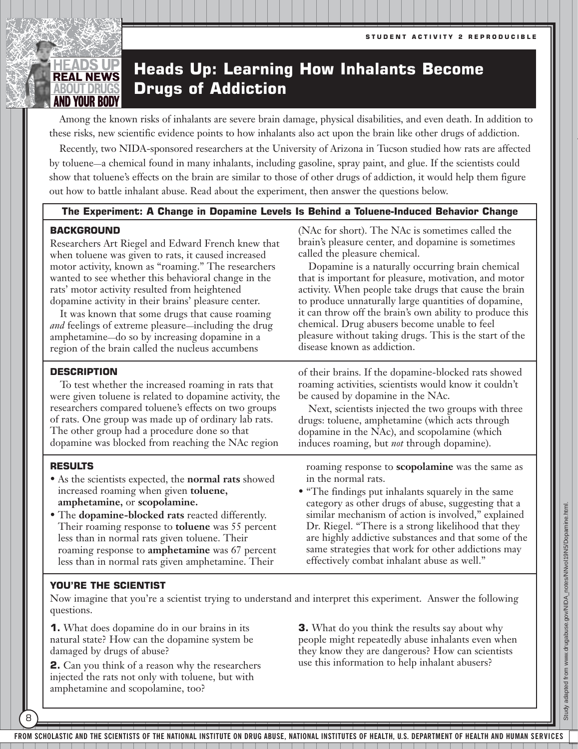STUDENT ACTIVITY 2 REPRODUCIBLE

# Heads Up: Learning How Inhalants Become Drugs of Addiction

Among the known risks of inhalants are severe brain damage, physical disabilities, and even death. In addition to these risks, new scientific evidence points to how inhalants also act upon the brain like other drugs of addiction.

Recently, two NIDA-sponsored researchers at the University of Arizona in Tucson studied how rats are affected by toluene—a chemical found in many inhalants, including gasoline, spray paint, and glue. If the scientists could show that toluene's effects on the brain are similar to those of other drugs of addiction, it would help them figure out how to battle inhalant abuse. Read about the experiment, then answer the questions below.

## The Experiment: A Change in Dopamine Levels Is Behind a Toluene-Induced Behavior Change

### BACKGROUND

Researchers Art Riegel and Edward French knew that when toluene was given to rats, it caused increased motor activity, known as "roaming." The researchers wanted to see whether this behavioral change in the rats' motor activity resulted from heightened dopamine activity in their brains' pleasure center.

It was known that some drugs that cause roaming *and* feelings of extreme pleasure—including the drug amphetamine—do so by increasing dopamine in a region of the brain called the nucleus accumbens (NAc for short). The NAc is sometimes called the brain's pleasure center, and dopamine is sometimes called the pleasure chemical.

Dopamine is a naturally occurring brain chemical that is important for pleasure, motivation, and motor activity. When people take drugs that cause the brain to produce unnaturally large quantities of dopamine, it can throw off the brain's own ability to produce this chemical. Drug abusers become unable to feel pleasure without taking drugs. This is the start of the disease known as addiction.

### DESCRIPTION

To test whether the increased roaming in rats that were given toluene is related to dopamine activity, the researchers compared toluene's effects on two groups of rats. One group was made up of ordinary lab rats. The other group had a procedure done so that dopamine was blocked from reaching the NAc region of their brains. If the dopamine-blocked rats showed roaming activities, scientists would know it couldn't be caused by dopamine in the NAc.

Next, scientists injected the two groups with three drugs: toluene, amphetamine (which acts through dopamine in the NAc), and scopolamine (which induces roaming, but *not* through dopamine).

### RESULTS

- As the scientists expected, the **normal rats** showed increased roaming when given **toluene, amphetamine,** or **scopolamine.**
- The **dopamine-blocked rats** reacted differently. Their roaming response to **toluene** was 55 percent less than in normal rats given toluene. Their roaming response to **amphetamine** was 67 percent less than in normal rats given amphetamine. Their roaming response to **scopolamine** was the same as in the normal rats.
- "The findings put inhalants squarely in the same category as other drugs of abuse, suggesting that a similar mechanism of action is involved," explained Dr. Riegel. "There is a strong likelihood that they are highly addictive substances and that some of the same strategies that work for other addictions may effectively combat inhalant abuse as well."

### YOU'RE THE SCIENTIST

Now imagine that you're a scientist trying to understand and interpret this experiment. Answer the following questions.

**1.** What does dopamine do in our brains in its natural state? How can the dopamine system be damaged by drugs of abuse?

**2.** Can you think of a reason why the researchers injected the rats not only with toluene, but with amphetamine and scopolamine, too?

**3.** What do you think the results say about why people might repeatedly abuse inhalants even when they know they are dangerous? How can scientists use this information to help inhalant abusers?

Study adapted from www.drugabuse.gov/NIDA_notes/NNvol19N5/Dopamine.html.

FROM SCHOLASTIC AND THE SCIENTISTS OF THE NATIONAL INSTITUTE ON DRUG ABUSE, NATIONAL INSTITUTES OF HEALTH, U.S. DEPARTMENT OF HEALTH AND HUMAN SERVICES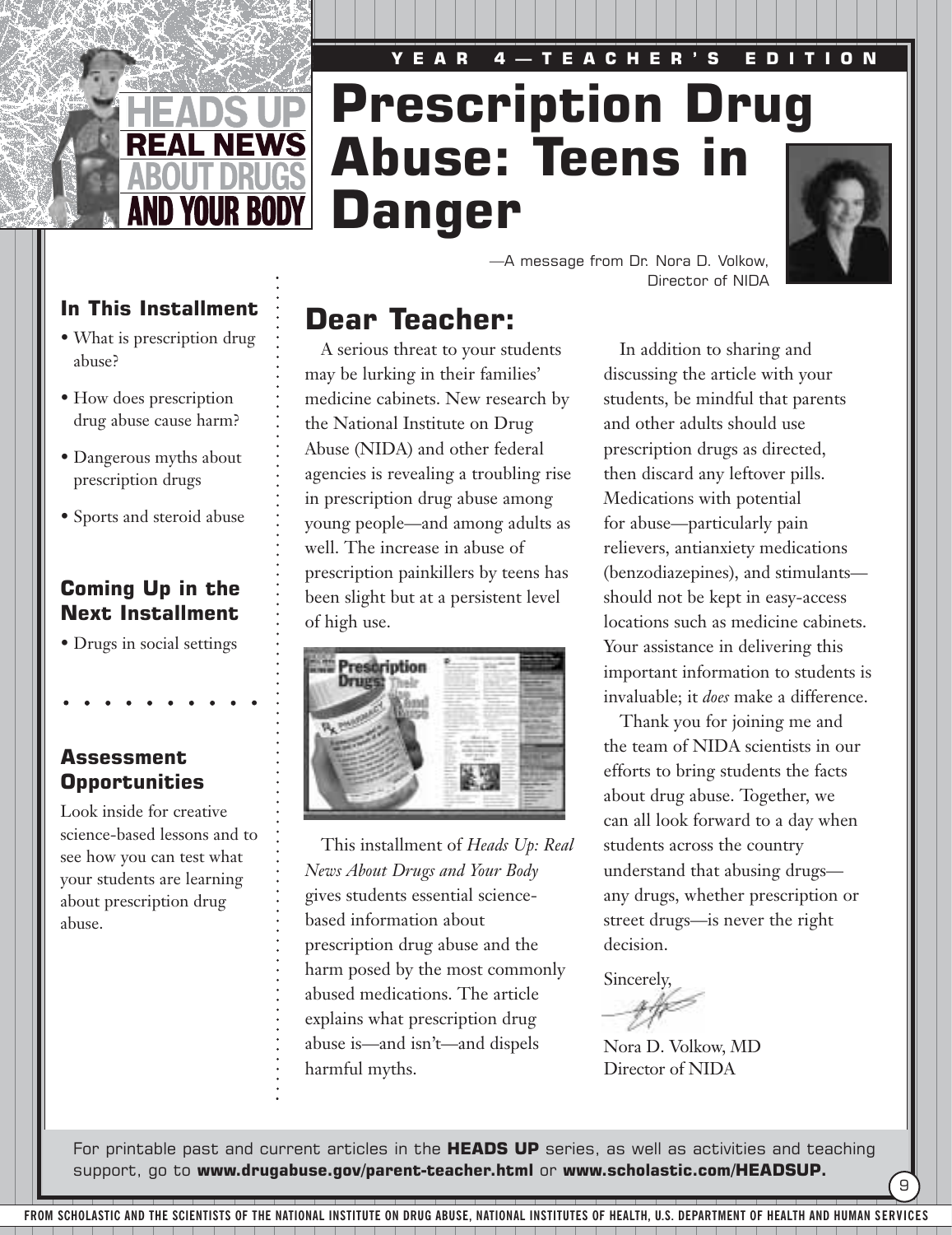HEADS UP REAL NEWS ABOUT DRUGS AND YOUR BODY

YEAR 4—TEACHER'S EDITION

# Prescription Drug Abuse: Teens in Danger

—A message from Dr. Nora D. Volkow, Director of NIDA

### In This Installment

- What is prescription drug abuse?
- How does prescription drug abuse cause harm?
- Dangerous myths about prescription drugs
- Sports and steroid abuse

### Coming Up in the Next Installment

- Drugs in social settings

### Assessment Opportunities

Look inside for creative science-based lessons and to see how you can test what your students are learning about prescription drug abuse.

## Dear Teacher:

A serious threat to your students may be lurking in their families' medicine cabinets. New research by the National Institute on Drug Abuse (NIDA) and other federal agencies is revealing a troubling rise in prescription drug abuse among young people—and among adults as well. The increase in abuse of prescription painkillers by teens has been slight but at a persistent level of high use.

This installment of *Heads Up: Real News About Drugs and Your Body* gives students essential science-based information about prescription drug abuse and the harm posed by the most commonly abused medications. The article explains what prescription drug abuse is—and isn't—and dispels harmful myths.

In addition to sharing and discussing the article with your students, be mindful that parents and other adults should use prescription drugs as directed, then discard any leftover pills. Medications with potential for abuse—particularly pain relievers, antianxiety medications (benzodiazepines), and stimulants—should not be kept in easy-access locations such as medicine cabinets. Your assistance in delivering this important information to students is invaluable; it *does* make a difference.

Thank you for joining me and the team of NIDA scientists in our efforts to bring students the facts about drug abuse. Together, we can all look forward to a day when students across the country understand that abusing drugs—any drugs, whether prescription or street drugs—is never the right decision.

Sincerely,

Nora D. Volkow, MD
Director of NIDA

For printable past and current articles in the **HEADS UP** series, as well as activities and teaching support, go to **www.drugabuse.gov/parent-teacher.html** or **www.scholastic.com/HEADSUP.**

FROM SCHOLASTIC AND THE SCIENTISTS OF THE NATIONAL INSTITUTE ON DRUG ABUSE, NATIONAL INSTITUTES OF HEALTH, U.S. DEPARTMENT OF HEALTH AND HUMAN SERVICES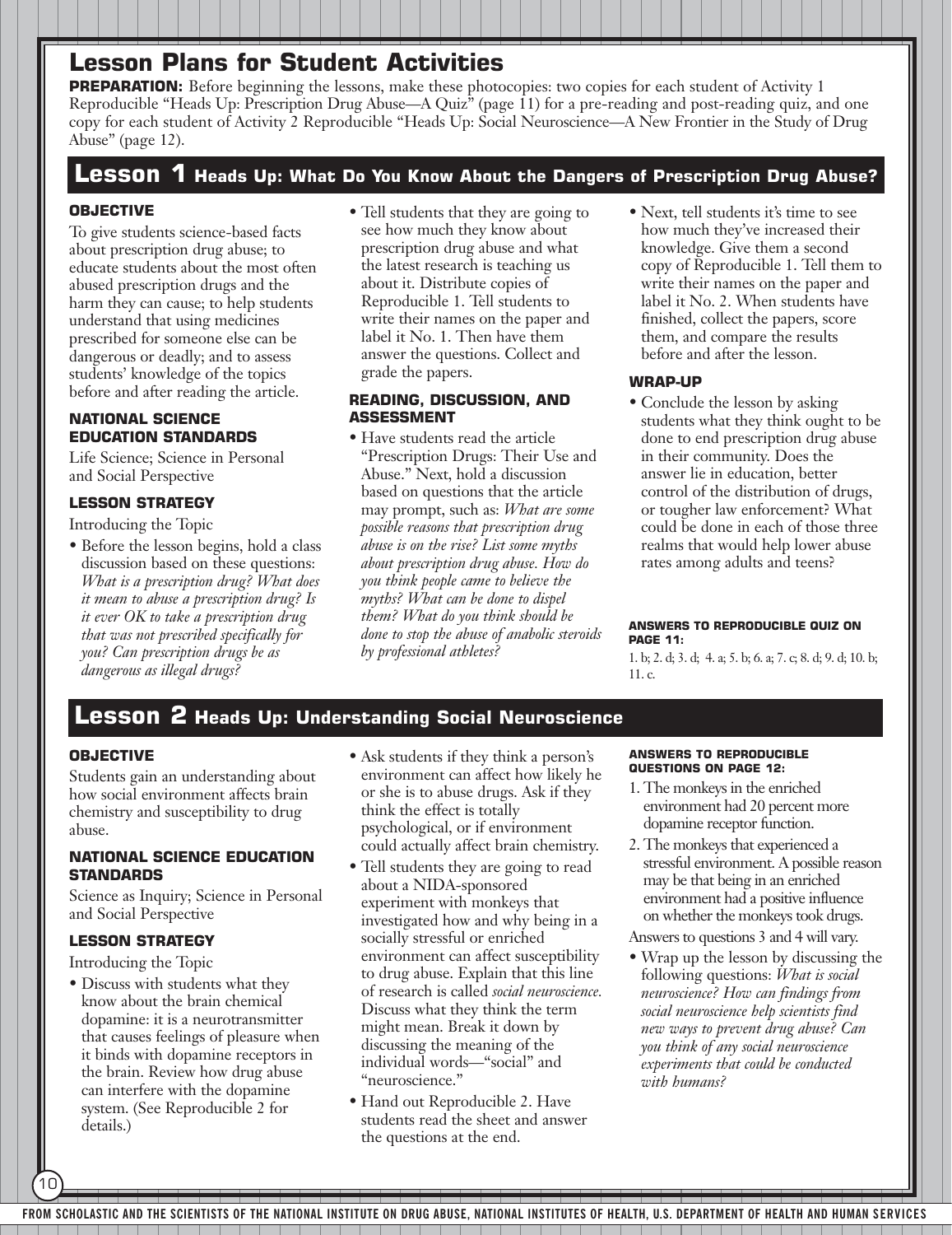# Lesson Plans for Student Activities

**PREPARATION:** Before beginning the lessons, make these photocopies: two copies for each student of Activity 1 Reproducible "Heads Up: Prescription Drug Abuse—A Quiz" (page 11) for a pre-reading and post-reading quiz, and one copy for each student of Activity 2 Reproducible "Heads Up: Social Neuroscience—A New Frontier in the Study of Drug Abuse" (page 12).

## Lesson 1 Heads Up: What Do You Know About the Dangers of Prescription Drug Abuse?

### OBJECTIVE

To give students science-based facts about prescription drug abuse; to educate students about the most often abused prescription drugs and the harm they can cause; to help students understand that using medicines prescribed for someone else can be dangerous or deadly; and to assess students' knowledge of the topics before and after reading the article.

### NATIONAL SCIENCE EDUCATION STANDARDS

Life Science; Science in Personal and Social Perspective

### LESSON STRATEGY

Introducing the Topic

- Before the lesson begins, hold a class discussion based on these questions: *What is a prescription drug? What does it mean to abuse a prescription drug? Is it ever OK to take a prescription drug that was not prescribed specifically for you? Can prescription drugs be as dangerous as illegal drugs?*
- Tell students that they are going to see how much they know about prescription drug abuse and what the latest research is teaching us about it. Distribute copies of Reproducible 1. Tell students to write their names on the paper and label it No. 1. Then have them answer the questions. Collect and grade the papers.

### READING, DISCUSSION, AND ASSESSMENT

- Have students read the article "Prescription Drugs: Their Use and Abuse." Next, hold a discussion based on questions that the article may prompt, such as: *What are some possible reasons that prescription drug abuse is on the rise? List some myths about prescription drug abuse. How do you think people came to believe the myths? What can be done to dispel them? What do you think should be done to stop the abuse of anabolic steroids by professional athletes?*
- Next, tell students it's time to see how much they've increased their knowledge. Give them a second copy of Reproducible 1. Tell them to write their names on the paper and label it No. 2. When students have finished, collect the papers, score them, and compare the results before and after the lesson.

### WRAP-UP

- Conclude the lesson by asking students what they think ought to be done to end prescription drug abuse in their community. Does the answer lie in education, better control of the distribution of drugs, or tougher law enforcement? What could be done in each of those three realms that would help lower abuse rates among adults and teens?

#### ANSWERS TO REPRODUCIBLE QUIZ ON PAGE 11:

1. b; 2. d; 3. d; 4. a; 5. b; 6. a; 7. c; 8. d; 9. d; 10. b; 11. c.

## Lesson 2 Heads Up: Understanding Social Neuroscience

### OBJECTIVE

Students gain an understanding about how social environment affects brain chemistry and susceptibility to drug abuse.

### NATIONAL SCIENCE EDUCATION STANDARDS

Science as Inquiry; Science in Personal and Social Perspective

### LESSON STRATEGY

Introducing the Topic

- Discuss with students what they know about the brain chemical dopamine: it is a neurotransmitter that causes feelings of pleasure when it binds with dopamine receptors in the brain. Review how drug abuse can interfere with the dopamine system. (See Reproducible 2 for details.)
- Ask students if they think a person's environment can affect how likely he or she is to abuse drugs. Ask if they think the effect is totally psychological, or if environment could actually affect brain chemistry.
- Tell students they are going to read about a NIDA-sponsored experiment with monkeys that investigated how and why being in a socially stressful or enriched environment can affect susceptibility to drug abuse. Explain that this line of research is called *social neuroscience*. Discuss what they think the term might mean. Break it down by discussing the meaning of the individual words—"social" and "neuroscience."
- Hand out Reproducible 2. Have students read the sheet and answer the questions at the end.

#### ANSWERS TO REPRODUCIBLE QUESTIONS ON PAGE 12:

1. The monkeys in the enriched environment had 20 percent more dopamine receptor function.
2. The monkeys that experienced a stressful environment. A possible reason may be that being in an enriched environment had a positive influence on whether the monkeys took drugs.

Answers to questions 3 and 4 will vary.

- Wrap up the lesson by discussing the following questions: *What is social neuroscience? How can findings from social neuroscience help scientists find new ways to prevent drug abuse? Can you think of any social neuroscience experiments that could be conducted with humans?*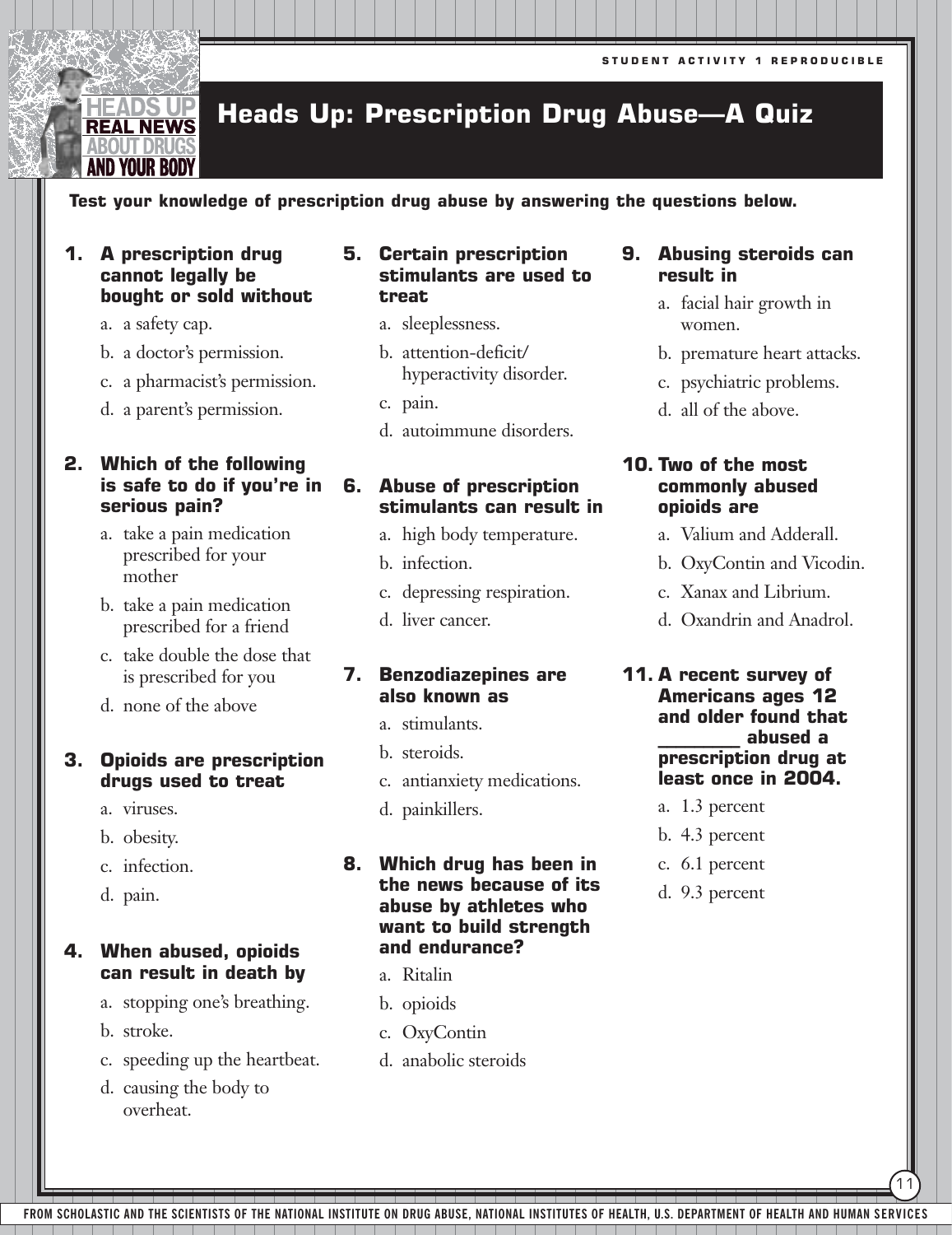STUDENT ACTIVITY 1 REPRODUCIBLE

# Heads Up: Prescription Drug Abuse—A Quiz

**Test your knowledge of prescription drug abuse by answering the questions below.**

**1. A prescription drug cannot legally be bought or sold without**

a. a safety cap.
b. a doctor's permission.
c. a pharmacist's permission.
d. a parent's permission.

**2. Which of the following is safe to do if you're in serious pain?**

a. take a pain medication prescribed for your mother
b. take a pain medication prescribed for a friend
c. take double the dose that is prescribed for you
d. none of the above

**3. Opioids are prescription drugs used to treat**

a. viruses.
b. obesity.
c. infection.
d. pain.

**4. When abused, opioids can result in death by**

a. stopping one's breathing.
b. stroke.
c. speeding up the heartbeat.
d. causing the body to overheat.

**5. Certain prescription stimulants are used to treat**

a. sleeplessness.
b. attention-deficit/hyperactivity disorder.
c. pain.
d. autoimmune disorders.

**6. Abuse of prescription stimulants can result in**

a. high body temperature.
b. infection.
c. depressing respiration.
d. liver cancer.

**7. Benzodiazepines are also known as**

a. stimulants.
b. steroids.
c. antianxiety medications.
d. painkillers.

**8. Which drug has been in the news because of its abuse by athletes who want to build strength and endurance?**

a. Ritalin
b. opioids
c. OxyContin
d. anabolic steroids

**9. Abusing steroids can result in**

a. facial hair growth in women.
b. premature heart attacks.
c. psychiatric problems.
d. all of the above.

**10. Two of the most commonly abused opioids are**

a. Valium and Adderall.
b. OxyContin and Vicodin.
c. Xanax and Librium.
d. Oxandrin and Anadrol.

**11. A recent survey of Americans ages 12 and older found that ________ abused a prescription drug at least once in 2004.**

a. 1.3 percent
b. 4.3 percent
c. 6.1 percent
d. 9.3 percent

FROM SCHOLASTIC AND THE SCIENTISTS OF THE NATIONAL INSTITUTE ON DRUG ABUSE, NATIONAL INSTITUTES OF HEALTH, U.S. DEPARTMENT OF HEALTH AND HUMAN SERVICES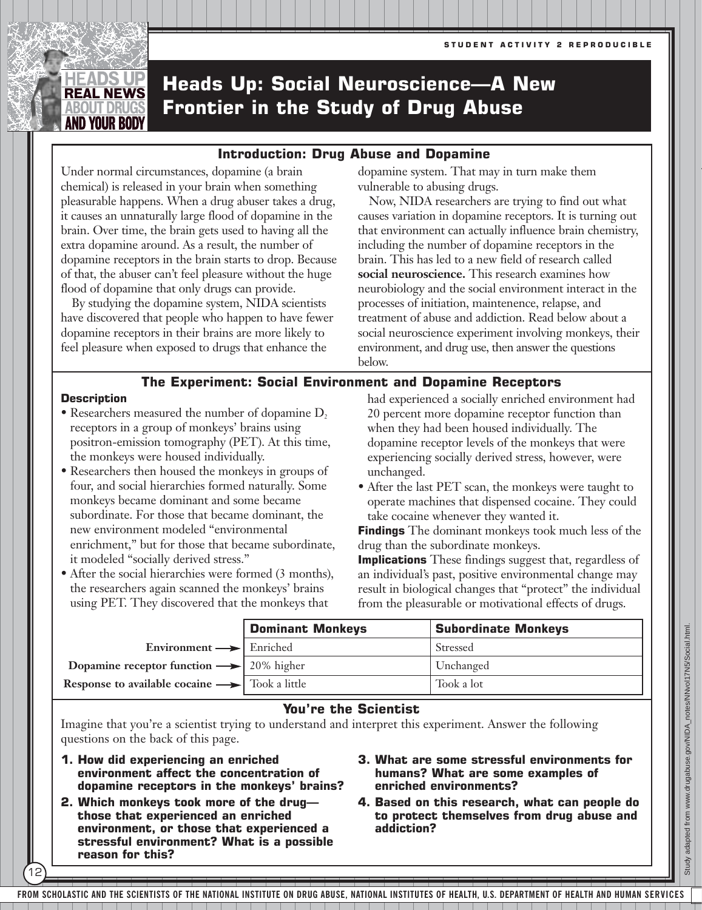STUDENT ACTIVITY 2 REPRODUCIBLE

# Heads Up: Social Neuroscience—A New Frontier in the Study of Drug Abuse

## Introduction: Drug Abuse and Dopamine

Under normal circumstances, dopamine (a brain chemical) is released in your brain when something pleasurable happens. When a drug abuser takes a drug, it causes an unnaturally large flood of dopamine in the brain. Over time, the brain gets used to having all the extra dopamine around. As a result, the number of dopamine receptors in the brain starts to drop. Because of that, the abuser can't feel pleasure without the huge flood of dopamine that only drugs can provide.

By studying the dopamine system, NIDA scientists have discovered that people who happen to have fewer dopamine receptors in their brains are more likely to feel pleasure when exposed to drugs that enhance the dopamine system. That may in turn make them vulnerable to abusing drugs.

Now, NIDA researchers are trying to find out what causes variation in dopamine receptors. It is turning out that environment can actually influence brain chemistry, including the number of dopamine receptors in the brain. This has led to a new field of research called **social neuroscience.** This research examines how neurobiology and the social environment interact in the processes of initiation, maintenence, relapse, and treatment of abuse and addiction. Read below about a social neuroscience experiment involving monkeys, their environment, and drug use, then answer the questions below.

## The Experiment: Social Environment and Dopamine Receptors

**Description**

- Researchers measured the number of dopamine $D_2$ receptors in a group of monkeys' brains using positron-emission tomography (PET). At this time, the monkeys were housed individually.
- Researchers then housed the monkeys in groups of four, and social hierarchies formed naturally. Some monkeys became dominant and some became subordinate. For those that became dominant, the new environment modeled "environmental enrichment," but for those that became subordinate, it modeled "socially derived stress."
- After the social hierarchies were formed (3 months), the researchers again scanned the monkeys' brains using PET. They discovered that the monkeys that had experienced a socially enriched environment had 20 percent more dopamine receptor function than when they had been housed individually. The dopamine receptor levels of the monkeys that were experiencing socially derived stress, however, were unchanged.
- After the last PET scan, the monkeys were taught to operate machines that dispensed cocaine. They could take cocaine whenever they wanted it.

**Findings** The dominant monkeys took much less of the drug than the subordinate monkeys.

**Implications** These findings suggest that, regardless of an individual's past, positive environmental change may result in biological changes that "protect" the individual from the pleasurable or motivational effects of drugs.

| | Dominant Monkeys | Subordinate Monkeys |
|---|---|---|
| **Environment** → | Enriched | Stressed |
| **Dopamine receptor function** → | 20% higher | Unchanged |
| **Response to available cocaine** → | Took a little | Took a lot |

## You're the Scientist

Imagine that you're a scientist trying to understand and interpret this experiment. Answer the following questions on the back of this page.

1. **How did experiencing an enriched environment affect the concentration of dopamine receptors in the monkeys' brains?**
2. **Which monkeys took more of the drug—those that experienced an enriched environment, or those that experienced a stressful environment? What is a possible reason for this?**
3. **What are some stressful environments for humans? What are some examples of enriched environments?**
4. **Based on this research, what can people do to protect themselves from drug abuse and addiction?**

Study adapted from www.drugabuse.gov/NIDA_notes/NNvol17N5/Social.html.

FROM SCHOLASTIC AND THE SCIENTISTS OF THE NATIONAL INSTITUTE ON DRUG ABUSE, NATIONAL INSTITUTES OF HEALTH, U.S. DEPARTMENT OF HEALTH AND HUMAN SERVICES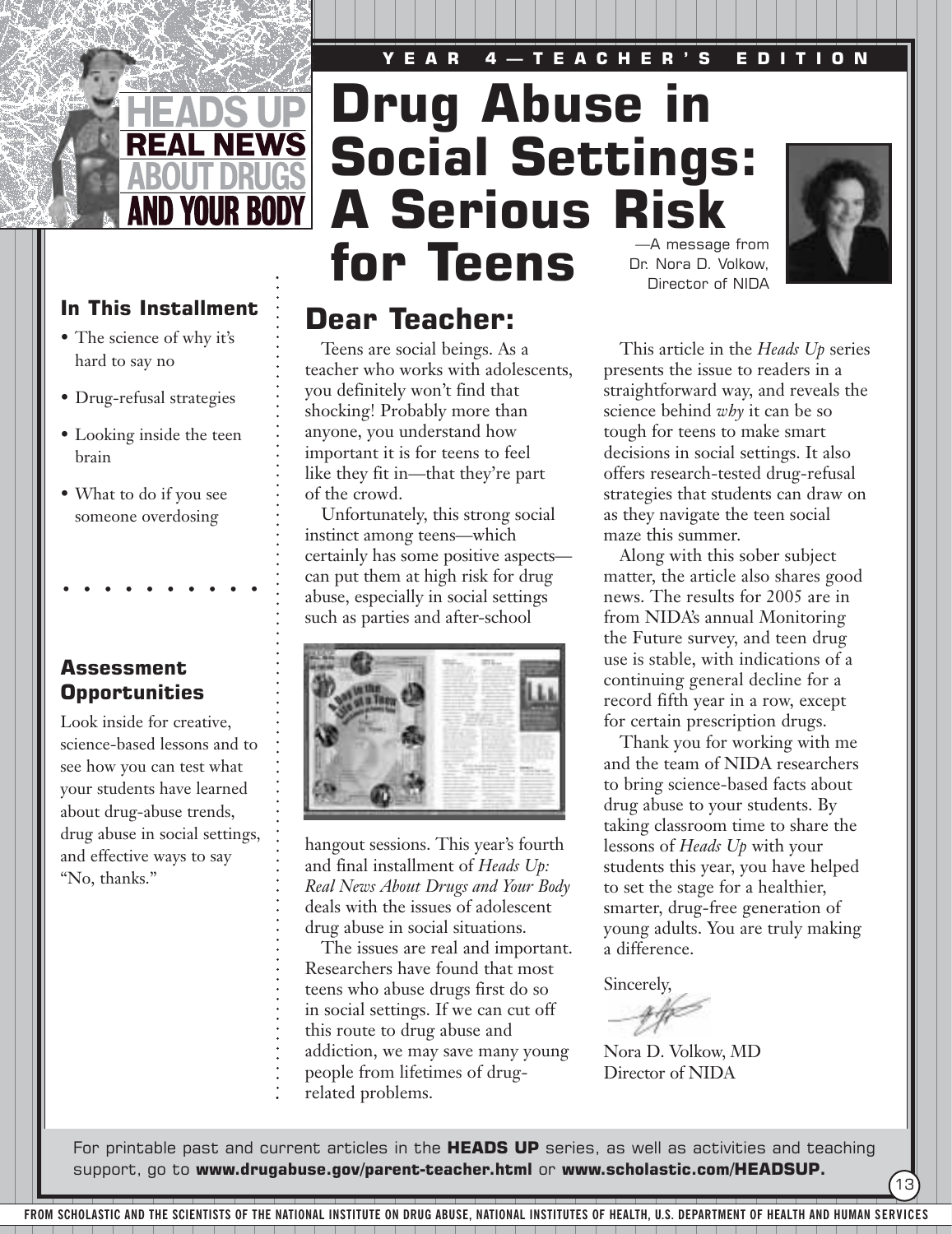YEAR 4—TEACHER'S EDITION

HEADS UP REAL NEWS ABOUT DRUGS AND YOUR BODY

# Drug Abuse in Social Settings: A Serious Risk for Teens

—A message from Dr. Nora D. Volkow, Director of NIDA

### In This Installment

- The science of why it's hard to say no
- Drug-refusal strategies
- Looking inside the teen brain
- What to do if you see someone overdosing

### Assessment Opportunities

Look inside for creative, science-based lessons and to see how you can test what your students have learned about drug-abuse trends, drug abuse in social settings, and effective ways to say "No, thanks."

## Dear Teacher:

Teens are social beings. As a teacher who works with adolescents, you definitely won't find that shocking! Probably more than anyone, you understand how important it is for teens to feel like they fit in—that they're part of the crowd.

Unfortunately, this strong social instinct among teens—which certainly has some positive aspects—can put them at high risk for drug abuse, especially in social settings such as parties and after-school hangout sessions. This year's fourth and final installment of *Heads Up: Real News About Drugs and Your Body* deals with the issues of adolescent drug abuse in social situations.

The issues are real and important. Researchers have found that most teens who abuse drugs first do so in social settings. If we can cut off this route to drug abuse and addiction, we may save many young people from lifetimes of drug-related problems.

This article in the *Heads Up* series presents the issue to readers in a straightforward way, and reveals the science behind *why* it can be so tough for teens to make smart decisions in social settings. It also offers research-tested drug-refusal strategies that students can draw on as they navigate the teen social maze this summer.

Along with this sober subject matter, the article also shares good news. The results for 2005 are in from NIDA's annual Monitoring the Future survey, and teen drug use is stable, with indications of a continuing general decline for a record fifth year in a row, except for certain prescription drugs.

Thank you for working with me and the team of NIDA researchers to bring science-based facts about drug abuse to your students. By taking classroom time to share the lessons of *Heads Up* with your students this year, you have helped to set the stage for a healthier, smarter, drug-free generation of young adults. You are truly making a difference.

Sincerely,

Nora D. Volkow, MD
Director of NIDA

For printable past and current articles in the **HEADS UP** series, as well as activities and teaching support, go to **www.drugabuse.gov/parent-teacher.html** or **www.scholastic.com/HEADSUP.**

FROM SCHOLASTIC AND THE SCIENTISTS OF THE NATIONAL INSTITUTE ON DRUG ABUSE, NATIONAL INSTITUTES OF HEALTH, U.S. DEPARTMENT OF HEALTH AND HUMAN SERVICES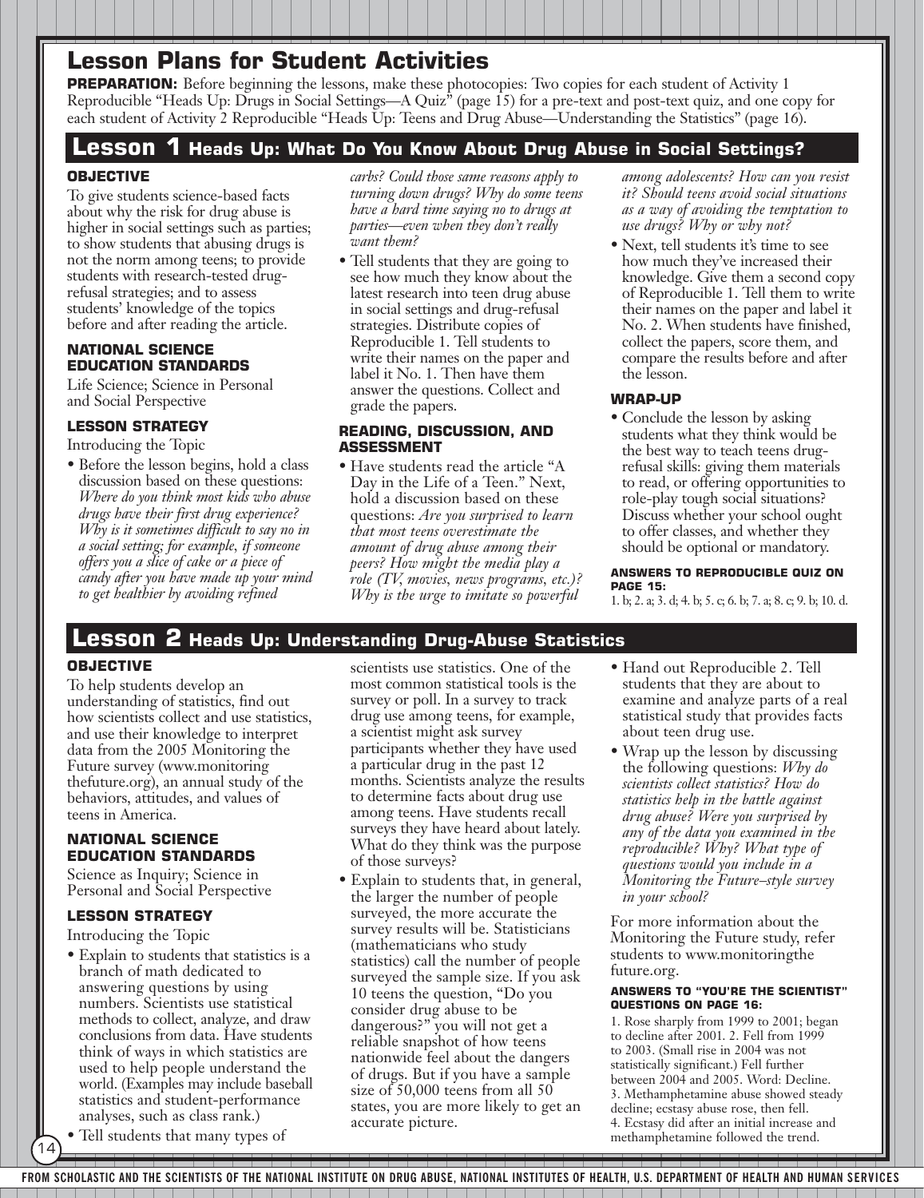# Lesson Plans for Student Activities

**PREPARATION:** Before beginning the lessons, make these photocopies: Two copies for each student of Activity 1 Reproducible "Heads Up: Drugs in Social Settings—A Quiz" (page 15) for a pre-text and post-text quiz, and one copy for each student of Activity 2 Reproducible "Heads Up: Teens and Drug Abuse—Understanding the Statistics" (page 16).

## Lesson 1 Heads Up: What Do You Know About Drug Abuse in Social Settings?

### OBJECTIVE

To give students science-based facts about why the risk for drug abuse is higher in social settings such as parties; to show students that abusing drugs is not the norm among teens; to provide students with research-tested drug-refusal strategies; and to assess students' knowledge of the topics before and after reading the article.

### NATIONAL SCIENCE EDUCATION STANDARDS

Life Science; Science in Personal and Social Perspective

### LESSON STRATEGY

Introducing the Topic

- Before the lesson begins, hold a class discussion based on these questions: *Where do you think most kids who abuse drugs have their first drug experience? Why is it sometimes difficult to say no in a social setting; for example, if someone offers you a slice of cake or a piece of candy after you have made up your mind to get healthier by avoiding refined carbs? Could those same reasons apply to turning down drugs? Why do some teens have a hard time saying no to drugs at parties—even when they don't really want them?*
- Tell students that they are going to see how much they know about the latest research into teen drug abuse in social settings and drug-refusal strategies. Distribute copies of Reproducible 1. Tell students to write their names on the paper and label it No. 1. Then have them answer the questions. Collect and grade the papers.

### READING, DISCUSSION, AND ASSESSMENT

- Have students read the article "A Day in the Life of a Teen." Next, hold a discussion based on these questions: *Are you surprised to learn that most teens overestimate the amount of drug abuse among their peers? How might the media play a role (TV, movies, news programs, etc.)? Why is the urge to imitate so powerful among adolescents? How can you resist it? Should teens avoid social situations as a way of avoiding the temptation to use drugs? Why or why not?*
- Next, tell students it's time to see how much they've increased their knowledge. Give them a second copy of Reproducible 1. Tell them to write their names on the paper and label it No. 2. When students have finished, collect the papers, score them, and compare the results before and after the lesson.

### WRAP-UP

- Conclude the lesson by asking students what they think would be the best way to teach teens drug-refusal skills: giving them materials to read, or offering opportunities to role-play tough social situations? Discuss whether your school ought to offer classes, and whether they should be optional or mandatory.

#### ANSWERS TO REPRODUCIBLE QUIZ ON PAGE 15:

1. b; 2. a; 3. d; 4. b; 5. c; 6. b; 7. a; 8. c; 9. b; 10. d.

## Lesson 2 Heads Up: Understanding Drug-Abuse Statistics

### OBJECTIVE

To help students develop an understanding of statistics, find out how scientists collect and use statistics, and use their knowledge to interpret data from the 2005 Monitoring the Future survey (www.monitoringthefuture.org), an annual study of the behaviors, attitudes, and values of teens in America.

### NATIONAL SCIENCE EDUCATION STANDARDS

Science as Inquiry; Science in Personal and Social Perspective

### LESSON STRATEGY

Introducing the Topic

- Explain to students that statistics is a branch of math dedicated to answering questions by using numbers. Scientists use statistical methods to collect, analyze, and draw conclusions from data. Have students think of ways in which statistics are used to help people understand the world. (Examples may include baseball statistics and student-performance analyses, such as class rank.)
- Tell students that many types of scientists use statistics. One of the most common statistical tools is the survey or poll. In a survey to track drug use among teens, for example, a scientist might ask survey participants whether they have used a particular drug in the past 12 months. Scientists analyze the results to determine facts about drug use among teens. Have students recall surveys they have heard about lately. What do they think was the purpose of those surveys?
- Explain to students that, in general, the larger the number of people surveyed, the more accurate the survey results will be. Statisticians (mathematicians who study statistics) call the number of people surveyed the sample size. If you ask 10 teens the question, "Do you consider drug abuse to be dangerous?" you will not get a reliable snapshot of how teens nationwide feel about the dangers of drugs. But if you have a sample size of 50,000 teens from all 50 states, you are more likely to get an accurate picture.
- Hand out Reproducible 2. Tell students that they are about to examine and analyze parts of a real statistical study that provides facts about teen drug use.
- Wrap up the lesson by discussing the following questions: *Why do scientists collect statistics? How do statistics help in the battle against drug abuse? Were you surprised by any of the data you examined in the reproducible? Why? What type of questions would you include in a Monitoring the Future–style survey in your school?*

For more information about the Monitoring the Future study, refer students to www.monitoringthefuture.org.

#### ANSWERS TO "YOU'RE THE SCIENTIST" QUESTIONS ON PAGE 16:

1. Rose sharply from 1999 to 2001; began to decline after 2001. 2. Fell from 1999 to 2003. (Small rise in 2004 was not statistically significant.) Fell further between 2004 and 2005. Word: Decline. 3. Methamphetamine abuse showed steady decline; ecstasy abuse rose, then fell. 4. Ecstasy did after an initial increase and methamphetamine followed the trend.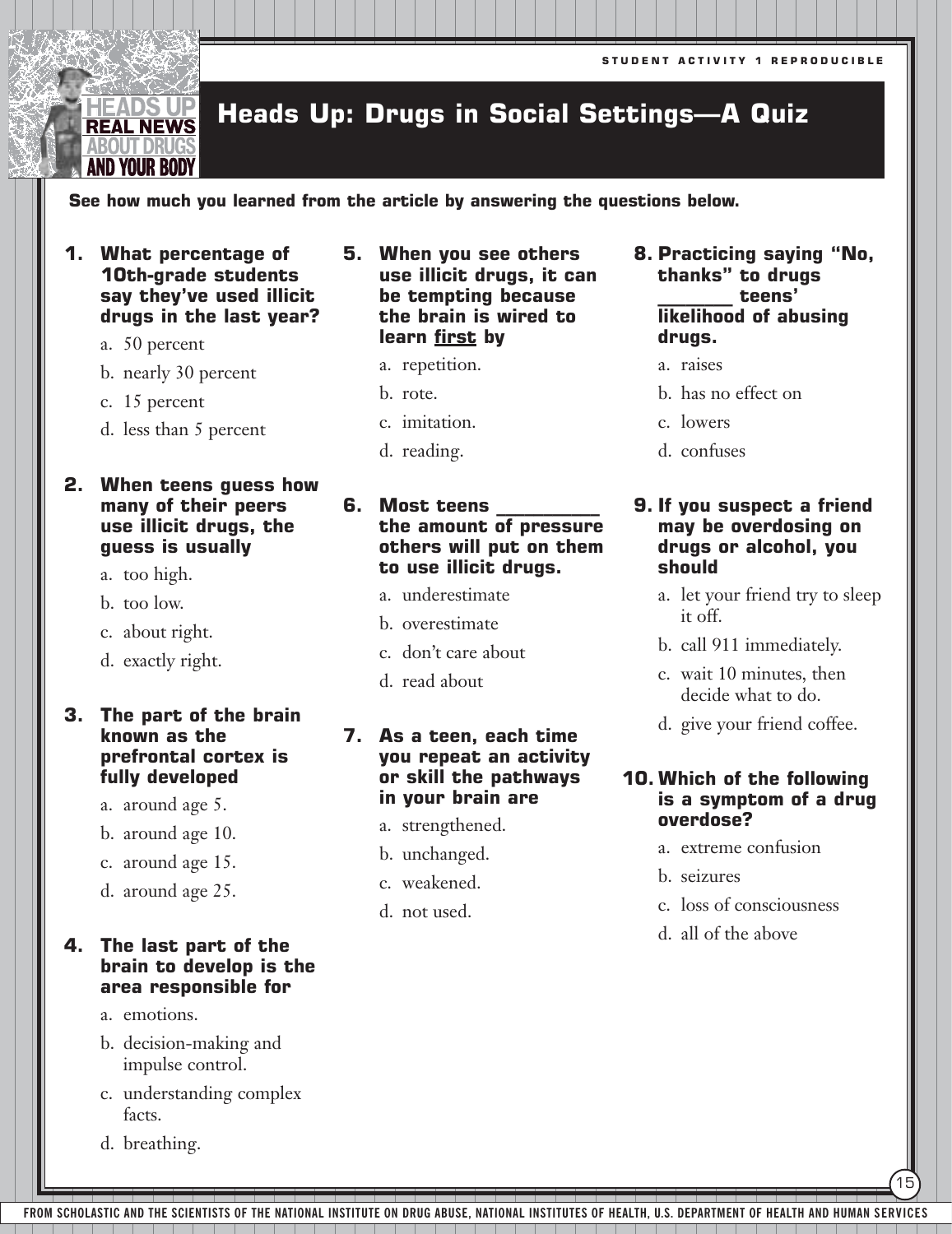STUDENT ACTIVITY 1 REPRODUCIBLE

# Heads Up: Drugs in Social Settings—A Quiz

**See how much you learned from the article by answering the questions below.**

**1. What percentage of 10th-grade students say they've used illicit drugs in the last year?**

a. 50 percent
b. nearly 30 percent
c. 15 percent
d. less than 5 percent

**2. When teens guess how many of their peers use illicit drugs, the guess is usually**

a. too high.
b. too low.
c. about right.
d. exactly right.

**3. The part of the brain known as the prefrontal cortex is fully developed**

a. around age 5.
b. around age 10.
c. around age 15.
d. around age 25.

**4. The last part of the brain to develop is the area responsible for**

a. emotions.
b. decision-making and impulse control.
c. understanding complex facts.
d. breathing.

**5. When you see others use illicit drugs, it can be tempting because the brain is wired to learn <u>first</u> by**

a. repetition.
b. rote.
c. imitation.
d. reading.

**6. Most teens __________ the amount of pressure others will put on them to use illicit drugs.**

a. underestimate
b. overestimate
c. don't care about
d. read about

**7. As a teen, each time you repeat an activity or skill the pathways in your brain are**

a. strengthened.
b. unchanged.
c. weakened.
d. not used.

**8. Practicing saying "No, thanks" to drugs ________ teens' likelihood of abusing drugs.**

a. raises
b. has no effect on
c. lowers
d. confuses

**9. If you suspect a friend may be overdosing on drugs or alcohol, you should**

a. let your friend try to sleep it off.
b. call 911 immediately.
c. wait 10 minutes, then decide what to do.
d. give your friend coffee.

**10. Which of the following is a symptom of a drug overdose?**

a. extreme confusion
b. seizures
c. loss of consciousness
d. all of the above

FROM SCHOLASTIC AND THE SCIENTISTS OF THE NATIONAL INSTITUTE ON DRUG ABUSE, NATIONAL INSTITUTES OF HEALTH, U.S. DEPARTMENT OF HEALTH AND HUMAN SERVICES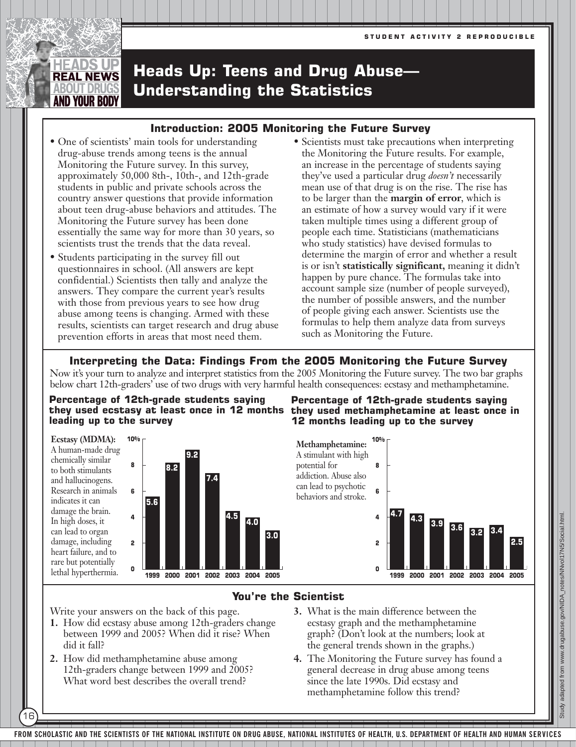STUDENT ACTIVITY 2 REPRODUCIBLE

HEADS UP
REAL NEWS
ABOUT DRUGS
AND YOUR BODY

# Heads Up: Teens and Drug Abuse—Understanding the Statistics

## Introduction: 2005 Monitoring the Future Survey

- One of scientists' main tools for understanding drug-abuse trends among teens is the annual Monitoring the Future survey. In this survey, approximately 50,000 8th-, 10th-, and 12th-grade students in public and private schools across the country answer questions that provide information about teen drug-abuse behaviors and attitudes. The Monitoring the Future survey has been done essentially the same way for more than 30 years, so scientists trust the trends that the data reveal.
- Students participating in the survey fill out questionnaires in school. (All answers are kept confidential.) Scientists then tally and analyze the answers. They compare the current year's results with those from previous years to see how drug abuse among teens is changing. Armed with these results, scientists can target research and drug abuse prevention efforts in areas that most need them.
- Scientists must take precautions when interpreting the Monitoring the Future results. For example, an increase in the percentage of students saying they've used a particular drug *doesn't* necessarily mean use of that drug is on the rise. The rise has to be larger than the **margin of error**, which is an estimate of how a survey would vary if it were taken multiple times using a different group of people each time. Statisticians (mathematicians who study statistics) have devised formulas to determine the margin of error and whether a result is or isn't **statistically significant,** meaning it didn't happen by pure chance. The formulas take into account sample size (number of people surveyed), the number of possible answers, and the number of people giving each answer. Scientists use the formulas to help them analyze data from surveys such as Monitoring the Future.

## Interpreting the Data: Findings From the 2005 Monitoring the Future Survey

Now it's your turn to analyze and interpret statistics from the 2005 Monitoring the Future survey. The two bar graphs below chart 12th-graders' use of two drugs with very harmful health consequences: ecstasy and methamphetamine.

**Percentage of 12th-grade students saying they used ecstasy at least once in 12 months leading up to the survey**

**Ecstasy (MDMA):** A human-made drug chemically similar to both stimulants and hallucinogens. Research in animals indicates it can damage the brain. In high doses, it can lead to organ damage, including heart failure, and to rare but potentially lethal hyperthermia.

10%
8
6
4
2
0

5.6
8.2
9.2
7.4
4.5
4.0
3.0

1999 2000 2001 2002 2003 2004 2005

**Percentage of 12th-grade students saying they used methamphetamine at least once in 12 months leading up to the survey**

**Methamphetamine:** A stimulant with high potential for addiction. Abuse also can lead to psychotic behaviors and stroke.

10%
8
6
4
2
0

4.7
4.3
3.9
3.6
3.2
3.4
2.5

1999 2000 2001 2002 2003 2004 2005

## You're the Scientist

Write your answers on the back of this page.

1. How did ecstasy abuse among 12th-graders change between 1999 and 2005? When did it rise? When did it fall?
2. How did methamphetamine abuse among 12th-graders change between 1999 and 2005? What word best describes the overall trend?
3. What is the main difference between the ecstasy graph and the methamphetamine graph? (Don't look at the numbers; look at the general trends shown in the graphs.)
4. The Monitoring the Future survey has found a general decrease in drug abuse among teens since the late 1990s. Did ecstasy and methamphetamine follow this trend?

Study adapted from www.drugabuse.gov/NIDA_notes/NNvol17N5/Social.html.

FROM SCHOLASTIC AND THE SCIENTISTS OF THE NATIONAL INSTITUTE ON DRUG ABUSE, NATIONAL INSTITUTES OF HEALTH, U.S. DEPARTMENT OF HEALTH AND HUMAN SERVICES